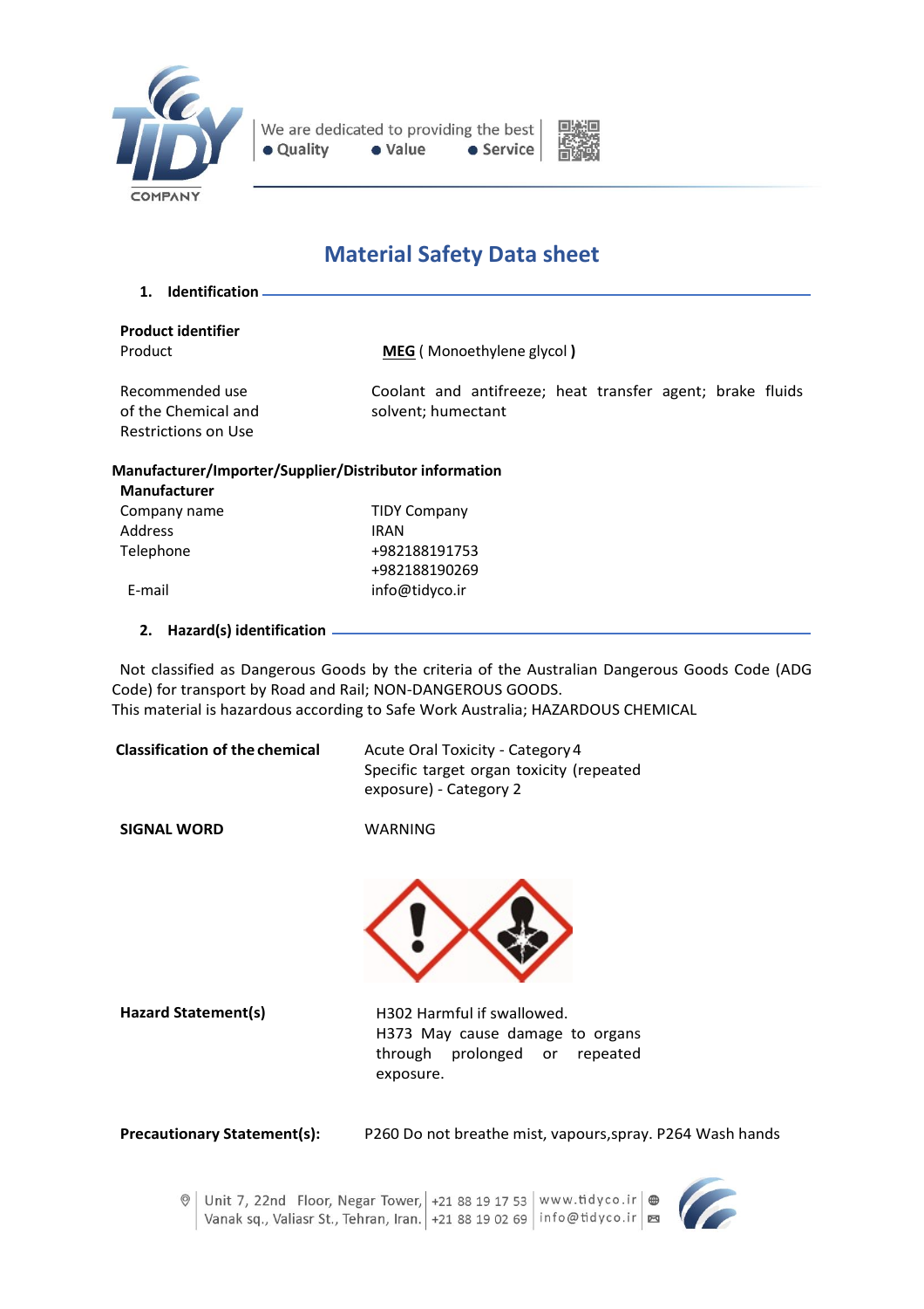# Material Safety Data sheet

## 1. Identification

**Product identifier**

| | |
|---|---|
| Product | **MEG** ( Monoethylene glycol **)** |
| Recommended use of the Chemical and Restrictions on Use | Coolant and antifreeze; heat transfer agent; brake fluids solvent; humectant |

**Manufacturer/Importer/Supplier/Distributor information**

**Manufacturer**

| | |
|---|---|
| Company name | TIDY Company |
| Address | IRAN |
| Telephone | +982188191753<br>+982188190269 |
| E-mail | info@tidyco.ir |

## 2. Hazard(s) identification

Not classified as Dangerous Goods by the criteria of the Australian Dangerous Goods Code (ADG Code) for transport by Road and Rail; NON-DANGEROUS GOODS.
This material is hazardous according to Safe Work Australia; HAZARDOUS CHEMICAL

| | |
|---|---|
| **Classification of the chemical** | Acute Oral Toxicity - Category 4<br>Specific target organ toxicity (repeated exposure) - Category 2 |
| **SIGNAL WORD** | WARNING |
| **Hazard Statement(s)** | H302 Harmful if swallowed.<br>H373 May cause damage to organs through prolonged or repeated exposure. |
| **Precautionary Statement(s):** | P260 Do not breathe mist, vapours,spray. P264 Wash hands |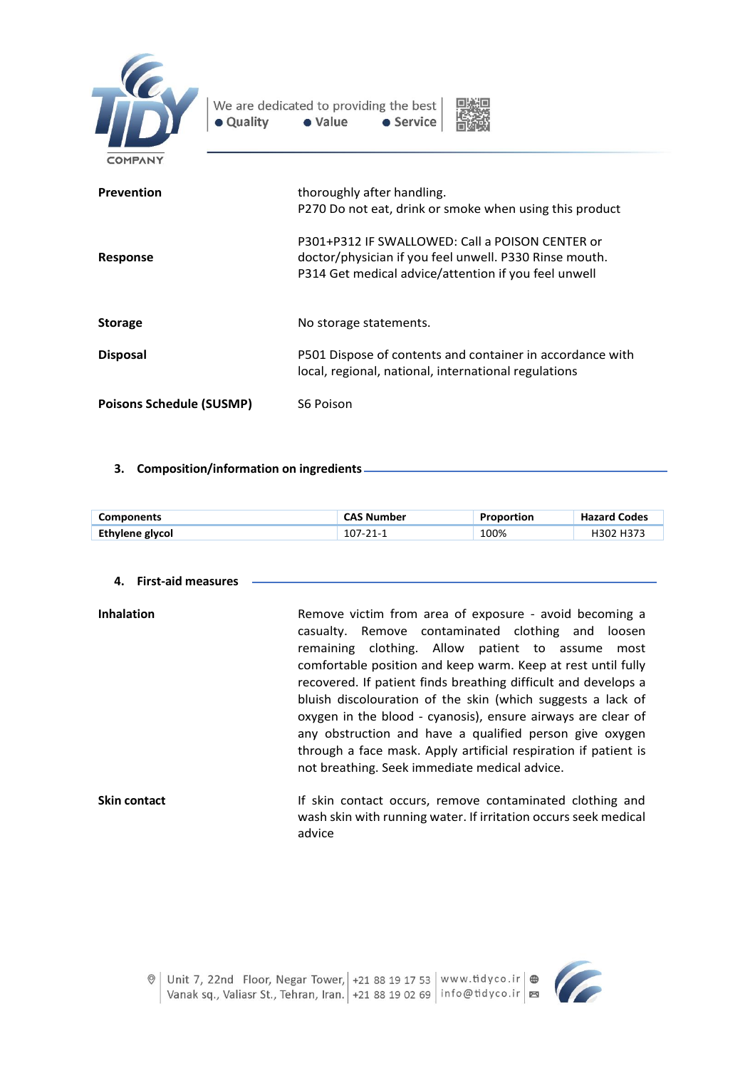| | |
|---|---|
| **Prevention** | thoroughly after handling.<br>P270 Do not eat, drink or smoke when using this product |
| **Response** | P301+P312 IF SWALLOWED: Call a POISON CENTER or doctor/physician if you feel unwell. P330 Rinse mouth. P314 Get medical advice/attention if you feel unwell |
| **Storage** | No storage statements. |
| **Disposal** | P501 Dispose of contents and container in accordance with local, regional, national, international regulations |
| **Poisons Schedule (SUSMP)** | S6 Poison |

## 3. Composition/information on ingredients

| Components | CAS Number | Proportion | Hazard Codes |
|---|---|---|---|
| **Ethylene glycol** | 107-21-1 | 100% | H302 H373 |

## 4. First-aid measures

| | |
|---|---|
| **Inhalation** | Remove victim from area of exposure - avoid becoming a casualty. Remove contaminated clothing and loosen remaining clothing. Allow patient to assume most comfortable position and keep warm. Keep at rest until fully recovered. If patient finds breathing difficult and develops a bluish discolouration of the skin (which suggests a lack of oxygen in the blood - cyanosis), ensure airways are clear of any obstruction and have a qualified person give oxygen through a face mask. Apply artificial respiration if patient is not breathing. Seek immediate medical advice. |
| **Skin contact** | If skin contact occurs, remove contaminated clothing and wash skin with running water. If irritation occurs seek medical advice |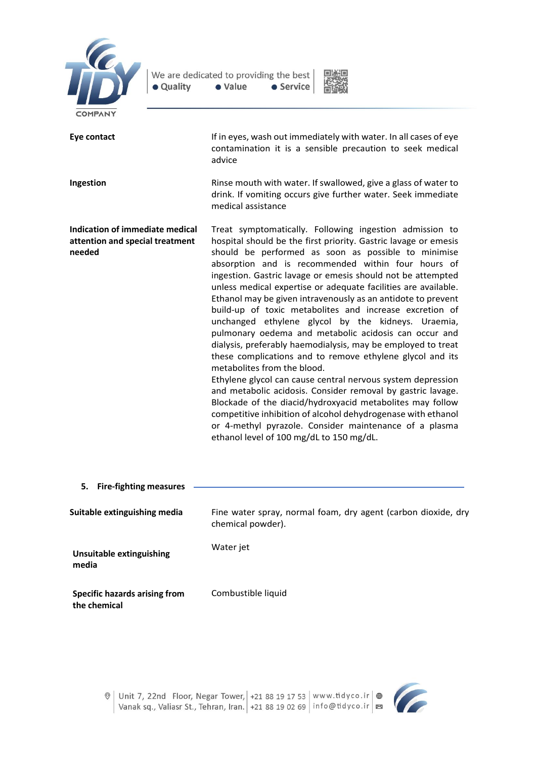| | |
|---|---|
| **Eye contact** | If in eyes, wash out immediately with water. In all cases of eye contamination it is a sensible precaution to seek medical advice |
| **Ingestion** | Rinse mouth with water. If swallowed, give a glass of water to drink. If vomiting occurs give further water. Seek immediate medical assistance |
| **Indication of immediate medical attention and special treatment needed** | Treat symptomatically. Following ingestion admission to hospital should be the first priority. Gastric lavage or emesis should be performed as soon as possible to minimise absorption and is recommended within four hours of ingestion. Gastric lavage or emesis should not be attempted unless medical expertise or adequate facilities are available. Ethanol may be given intravenously as an antidote to prevent build-up of toxic metabolites and increase excretion of unchanged ethylene glycol by the kidneys. Uraemia, pulmonary oedema and metabolic acidosis can occur and dialysis, preferably haemodialysis, may be employed to treat these complications and to remove ethylene glycol and its metabolites from the blood.<br>Ethylene glycol can cause central nervous system depression and metabolic acidosis. Consider removal by gastric lavage. Blockade of the diacid/hydroxyacid metabolites may follow competitive inhibition of alcohol dehydrogenase with ethanol or 4-methyl pyrazole. Consider maintenance of a plasma ethanol level of 100 mg/dL to 150 mg/dL. |

## 5. Fire-fighting measures

| | |
|---|---|
| **Suitable extinguishing media** | Fine water spray, normal foam, dry agent (carbon dioxide, dry chemical powder). |
| **Unsuitable extinguishing media** | Water jet |
| **Specific hazards arising from the chemical** | Combustible liquid |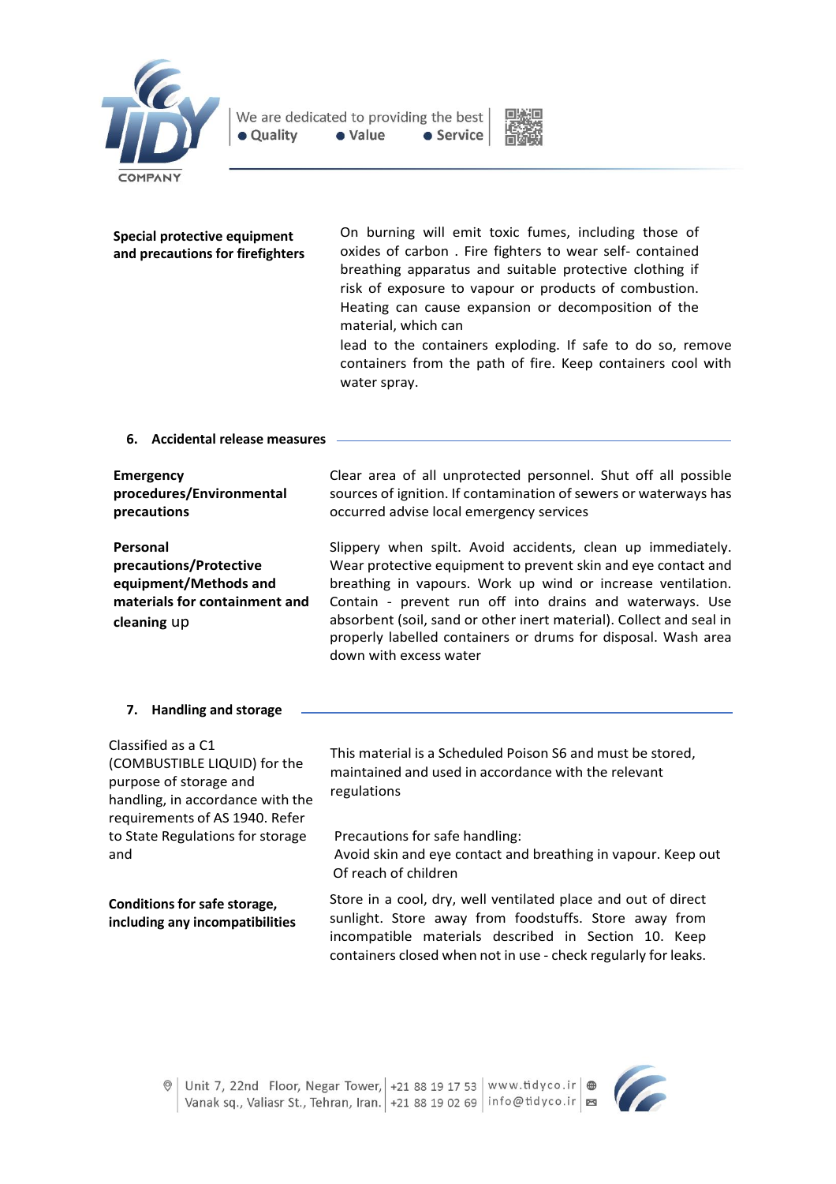| | |
|---|---|
| **Special protective equipment and precautions for firefighters** | On burning will emit toxic fumes, including those of oxides of carbon . Fire fighters to wear self- contained breathing apparatus and suitable protective clothing if risk of exposure to vapour or products of combustion. Heating can cause expansion or decomposition of the material, which can lead to the containers exploding. If safe to do so, remove containers from the path of fire. Keep containers cool with water spray. |

## 6. Accidental release measures

| | |
|---|---|
| **Emergency procedures/Environmental precautions** | Clear area of all unprotected personnel. Shut off all possible sources of ignition. If contamination of sewers or waterways has occurred advise local emergency services |
| **Personal precautions/Protective equipment/Methods and materials for containment and cleaning up** | Slippery when spilt. Avoid accidents, clean up immediately. Wear protective equipment to prevent skin and eye contact and breathing in vapours. Work up wind or increase ventilation. Contain - prevent run off into drains and waterways. Use absorbent (soil, sand or other inert material). Collect and seal in properly labelled containers or drums for disposal. Wash area down with excess water |

## 7. Handling and storage

| | |
|---|---|
| Classified as a C1 (COMBUSTIBLE LIQUID) for the purpose of storage and handling, in accordance with the requirements of AS 1940. Refer to State Regulations for storage and | This material is a Scheduled Poison S6 and must be stored, maintained and used in accordance with the relevant regulations<br><br>Precautions for safe handling:<br>Avoid skin and eye contact and breathing in vapour. Keep out Of reach of children |
| **Conditions for safe storage, including any incompatibilities** | Store in a cool, dry, well ventilated place and out of direct sunlight. Store away from foodstuffs. Store away from incompatible materials described in Section 10. Keep containers closed when not in use - check regularly for leaks. |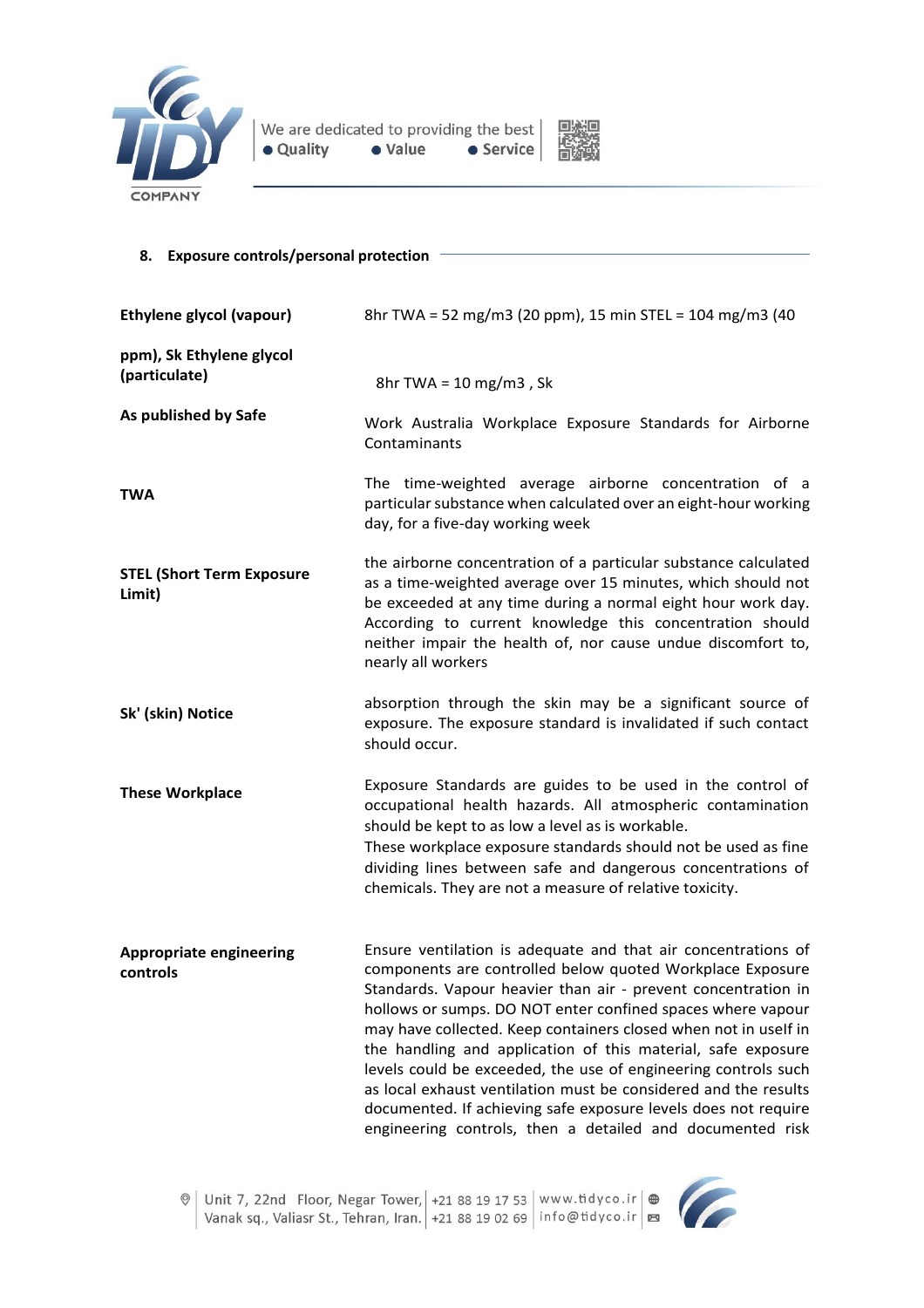## 8. Exposure controls/personal protection

| | |
|---|---|
| **Ethylene glycol (vapour)** | 8hr TWA = 52 mg/m3 (20 ppm), 15 min STEL = 104 mg/m3 (40 |
| **ppm), Sk Ethylene glycol (particulate)** | 8hr TWA = 10 mg/m3 , Sk |
| **As published by Safe** | Work Australia Workplace Exposure Standards for Airborne Contaminants |
| **TWA** | The time-weighted average airborne concentration of a particular substance when calculated over an eight-hour working day, for a five-day working week |
| **STEL (Short Term Exposure Limit)** | the airborne concentration of a particular substance calculated as a time-weighted average over 15 minutes, which should not be exceeded at any time during a normal eight hour work day. According to current knowledge this concentration should neither impair the health of, nor cause undue discomfort to, nearly all workers |
| **Sk' (skin) Notice** | absorption through the skin may be a significant source of exposure. The exposure standard is invalidated if such contact should occur. |
| **These Workplace** | Exposure Standards are guides to be used in the control of occupational health hazards. All atmospheric contamination should be kept to as low a level as is workable. These workplace exposure standards should not be used as fine dividing lines between safe and dangerous concentrations of chemicals. They are not a measure of relative toxicity. |
| **Appropriate engineering controls** | Ensure ventilation is adequate and that air concentrations of components are controlled below quoted Workplace Exposure Standards. Vapour heavier than air - prevent concentration in hollows or sumps. DO NOT enter confined spaces where vapour may have collected. Keep containers closed when not in useIf in the handling and application of this material, safe exposure levels could be exceeded, the use of engineering controls such as local exhaust ventilation must be considered and the results documented. If achieving safe exposure levels does not require engineering controls, then a detailed and documented risk |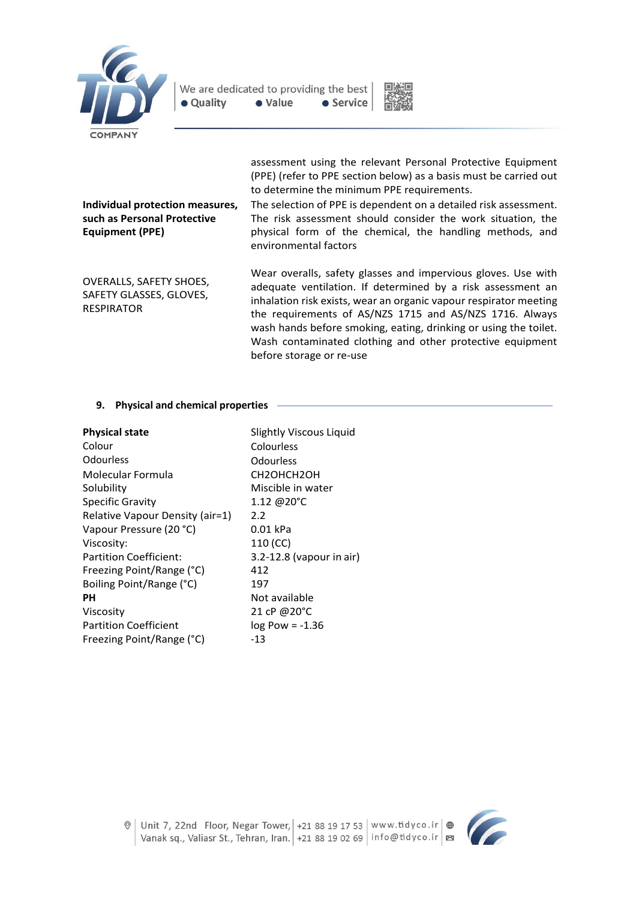|  |  |
|---|---|
|  | assessment using the relevant Personal Protective Equipment (PPE) (refer to PPE section below) as a basis must be carried out to determine the minimum PPE requirements. |
| **Individual protection measures, such as Personal Protective Equipment (PPE)** | The selection of PPE is dependent on a detailed risk assessment. The risk assessment should consider the work situation, the physical form of the chemical, the handling methods, and environmental factors |
| OVERALLS, SAFETY SHOES, SAFETY GLASSES, GLOVES, RESPIRATOR | Wear overalls, safety glasses and impervious gloves. Use with adequate ventilation. If determined by a risk assessment an inhalation risk exists, wear an organic vapour respirator meeting the requirements of AS/NZS 1715 and AS/NZS 1716. Always wash hands before smoking, eating, drinking or using the toilet. Wash contaminated clothing and other protective equipment before storage or re-use |

## 9. Physical and chemical properties

| **Physical state** | Slightly Viscous Liquid |
|---|---|
| Colour | Colourless |
| Odourless | Odourless |
| Molecular Formula | CH2OHCH2OH |
| Solubility | Miscible in water |
| Specific Gravity | 1.12 @20°C |
| Relative Vapour Density (air=1) | 2.2 |
| Vapour Pressure (20 °C) | 0.01 kPa |
| Viscosity: | 110 (CC) |
| Partition Coefficient: | 3.2-12.8 (vapour in air) |
| Freezing Point/Range (°C) | 412 |
| Boiling Point/Range (°C) | 197 |
| **PH** | Not available |
| Viscosity | 21 cP @20°C |
| Partition Coefficient | log Pow = -1.36 |
| Freezing Point/Range (°C) | -13 |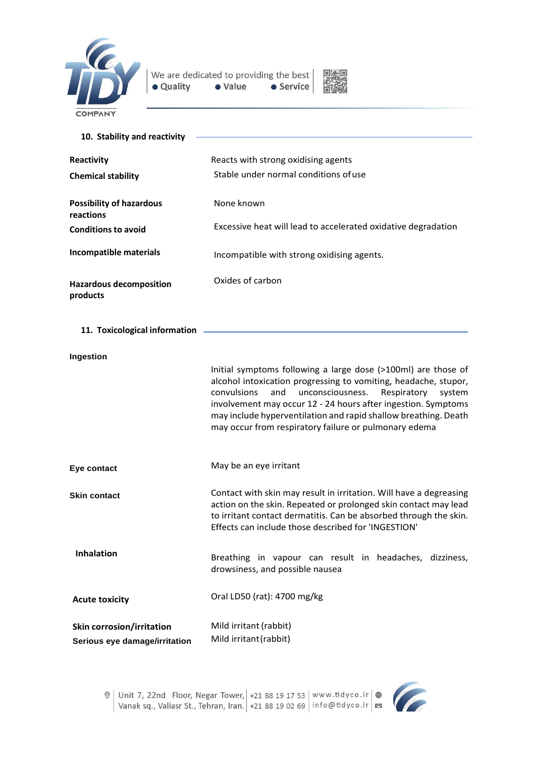## 10. Stability and reactivity

| | |
|---|---|
| **Reactivity** | Reacts with strong oxidising agents |
| **Chemical stability** | Stable under normal conditions of use |
| **Possibility of hazardous reactions** | None known |
| **Conditions to avoid** | Excessive heat will lead to accelerated oxidative degradation |
| **Incompatible materials** | Incompatible with strong oxidising agents. |
| **Hazardous decomposition products** | Oxides of carbon |

## 11. Toxicological information

| | |
|---|---|
| **Ingestion** | Initial symptoms following a large dose (>100ml) are those of alcohol intoxication progressing to vomiting, headache, stupor, convulsions and unconsciousness. Respiratory system involvement may occur 12 - 24 hours after ingestion. Symptoms may include hyperventilation and rapid shallow breathing. Death may occur from respiratory failure or pulmonary edema |
| **Eye contact** | May be an eye irritant |
| **Skin contact** | Contact with skin may result in irritation. Will have a degreasing action on the skin. Repeated or prolonged skin contact may lead to irritant contact dermatitis. Can be absorbed through the skin. Effects can include those described for 'INGESTION' |
| **Inhalation** | Breathing in vapour can result in headaches, dizziness, drowsiness, and possible nausea |
| **Acute toxicity** | Oral LD50 (rat): 4700 mg/kg |
| **Skin corrosion/irritation** | Mild irritant (rabbit) |
| **Serious eye damage/irritation** | Mild irritant (rabbit) |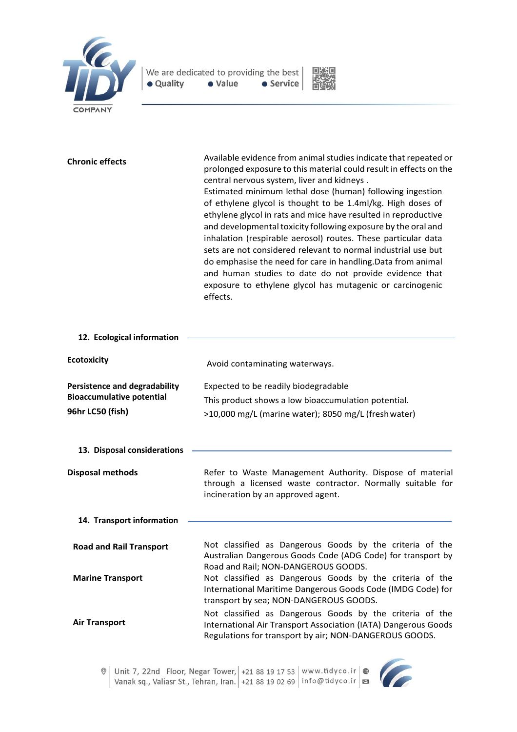**Chronic effects**

Available evidence from animal studies indicate that repeated or prolonged exposure to this material could result in effects on the central nervous system, liver and kidneys .
Estimated minimum lethal dose (human) following ingestion of ethylene glycol is thought to be 1.4ml/kg. High doses of ethylene glycol in rats and mice have resulted in reproductive and developmental toxicity following exposure by the oral and inhalation (respirable aerosol) routes. These particular data sets are not considered relevant to normal industrial use but do emphasise the need for care in handling.Data from animal and human studies to date do not provide evidence that exposure to ethylene glycol has mutagenic or carcinogenic effects.

## 12. Ecological information

**Ecotoxicity**

Avoid contaminating waterways.

**Persistence and degradability**

Expected to be readily biodegradable

**Bioaccumulative potential**

This product shows a low bioaccumulation potential.

**96hr LC50 (fish)**

>10,000 mg/L (marine water); 8050 mg/L (fresh water)

## 13. Disposal considerations

**Disposal methods**

Refer to Waste Management Authority. Dispose of material through a licensed waste contractor. Normally suitable for incineration by an approved agent.

## 14. Transport information

**Road and Rail Transport**

Not classified as Dangerous Goods by the criteria of the Australian Dangerous Goods Code (ADG Code) for transport by Road and Rail; NON-DANGEROUS GOODS.

**Marine Transport**

Not classified as Dangerous Goods by the criteria of the International Maritime Dangerous Goods Code (IMDG Code) for transport by sea; NON-DANGEROUS GOODS.

**Air Transport**

Not classified as Dangerous Goods by the criteria of the International Air Transport Association (IATA) Dangerous Goods Regulations for transport by air; NON-DANGEROUS GOODS.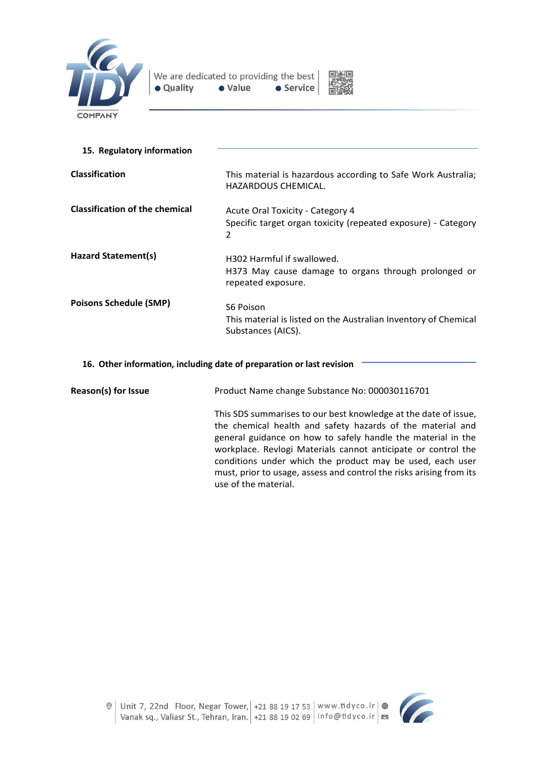## 15. Regulatory information

| | |
|---|---|
| **Classification** | This material is hazardous according to Safe Work Australia; HAZARDOUS CHEMICAL. |
| **Classification of the chemical** | Acute Oral Toxicity - Category 4<br>Specific target organ toxicity (repeated exposure) - Category 2 |
| **Hazard Statement(s)** | H302 Harmful if swallowed.<br>H373 May cause damage to organs through prolonged or repeated exposure. |
| **Poisons Schedule (SMP)** | S6 Poison<br>This material is listed on the Australian Inventory of Chemical Substances (AICS). |

## 16. Other information, including date of preparation or last revision

| | |
|---|---|
| **Reason(s) for Issue** | Product Name change Substance No: 000030116701 |
| | This SDS summarises to our best knowledge at the date of issue, the chemical health and safety hazards of the material and general guidance on how to safely handle the material in the workplace. Revlogi Materials cannot anticipate or control the conditions under which the product may be used, each user must, prior to usage, assess and control the risks arising from its use of the material. |